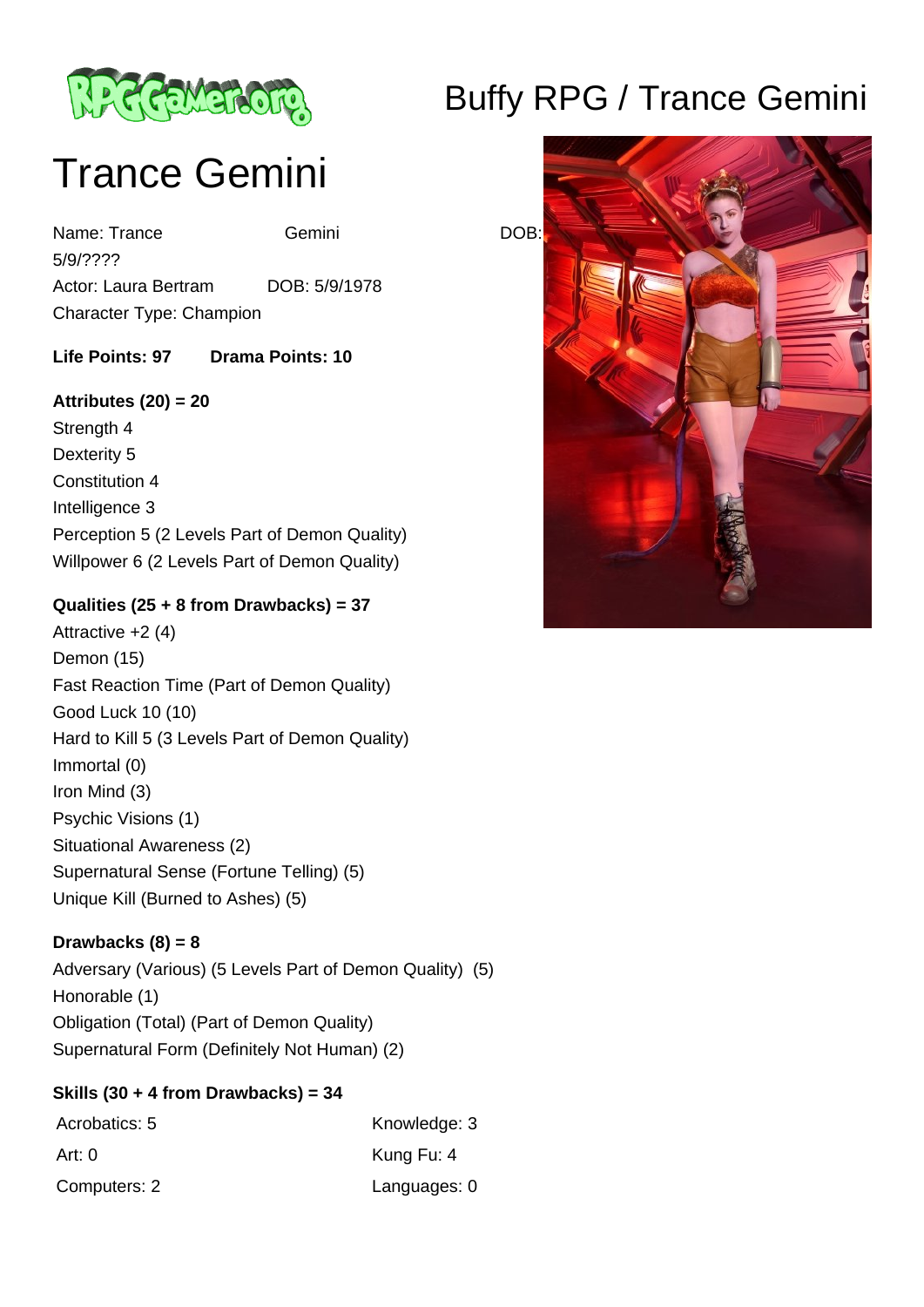# Buffy RPG / Trance Gemini

# Trance Gemini

Name: Trance Gemini DOB: 5/9/????

Actor: Laura Bertram DOB: 5/9/1978

Character Type: Champion

**Life Points: 97** **Drama Points: 10**

**Attributes (20) = 20**

Strength 4

Dexterity 5

Constitution 4

Intelligence 3

Perception 5 (2 Levels Part of Demon Quality)

Willpower 6 (2 Levels Part of Demon Quality)

**Qualities (25 + 8 from Drawbacks) = 37**

Attractive +2 (4)

Demon (15)

Fast Reaction Time (Part of Demon Quality)

Good Luck 10 (10)

Hard to Kill 5 (3 Levels Part of Demon Quality)

Immortal (0)

Iron Mind (3)

Psychic Visions (1)

Situational Awareness (2)

Supernatural Sense (Fortune Telling) (5)

Unique Kill (Burned to Ashes) (5)

**Drawbacks (8) = 8**

Adversary (Various) (5 Levels Part of Demon Quality) (5)

Honorable (1)

Obligation (Total) (Part of Demon Quality)

Supernatural Form (Definitely Not Human) (2)

**Skills (30 + 4 from Drawbacks) = 34**

| | |
|---|---|
| Acrobatics: 5 | Knowledge: 3 |
| Art: 0 | Kung Fu: 4 |
| Computers: 2 | Languages: 0 |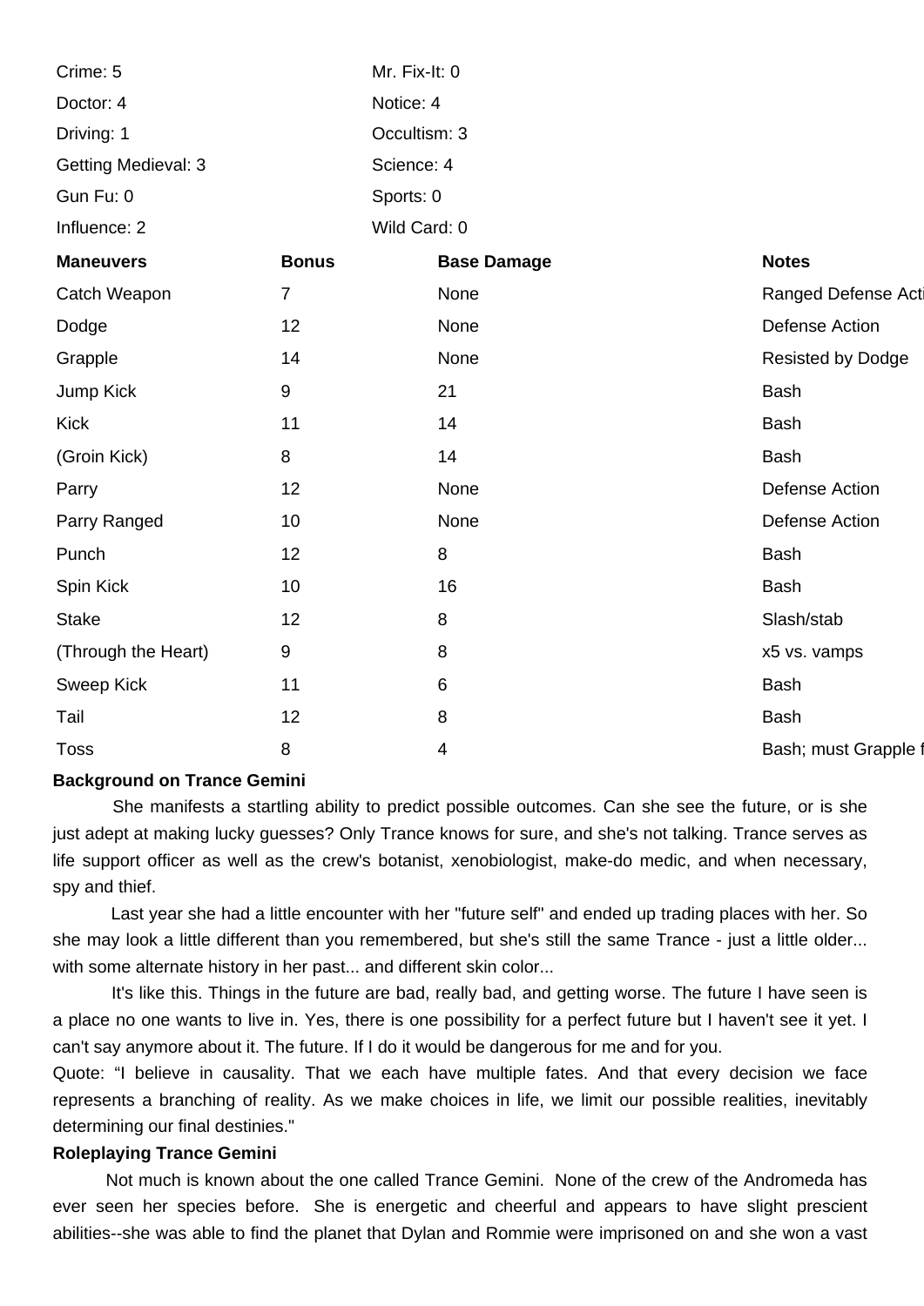| | |
|---|---|
| Crime: 5 | Mr. Fix-It: 0 |
| Doctor: 4 | Notice: 4 |
| Driving: 1 | Occultism: 3 |
| Getting Medieval: 3 | Science: 4 |
| Gun Fu: 0 | Sports: 0 |
| Influence: 2 | Wild Card: 0 |

| **Maneuvers** | **Bonus** | **Base Damage** | **Notes** |
|---|---|---|---|
| Catch Weapon | 7 | None | Ranged Defense Acti |
| Dodge | 12 | None | Defense Action |
| Grapple | 14 | None | Resisted by Dodge |
| Jump Kick | 9 | 21 | Bash |
| Kick | 11 | 14 | Bash |
| (Groin Kick) | 8 | 14 | Bash |
| Parry | 12 | None | Defense Action |
| Parry Ranged | 10 | None | Defense Action |
| Punch | 12 | 8 | Bash |
| Spin Kick | 10 | 16 | Bash |
| Stake | 12 | 8 | Slash/stab |
| (Through the Heart) | 9 | 8 | x5 vs. vamps |
| Sweep Kick | 11 | 6 | Bash |
| Tail | 12 | 8 | Bash |
| Toss | 8 | 4 | Bash; must Grapple f |

**Background on Trance Gemini**

She manifests a startling ability to predict possible outcomes. Can she see the future, or is she just adept at making lucky guesses? Only Trance knows for sure, and she's not talking. Trance serves as life support officer as well as the crew's botanist, xenobiologist, make-do medic, and when necessary, spy and thief.

Last year she had a little encounter with her "future self" and ended up trading places with her. So she may look a little different than you remembered, but she's still the same Trance - just a little older... with some alternate history in her past... and different skin color...

It's like this. Things in the future are bad, really bad, and getting worse. The future I have seen is a place no one wants to live in. Yes, there is one possibility for a perfect future but I haven't see it yet. I can't say anymore about it. The future. If I do it would be dangerous for me and for you.

Quote: "I believe in causality. That we each have multiple fates. And that every decision we face represents a branching of reality. As we make choices in life, we limit our possible realities, inevitably determining our final destinies."

**Roleplaying Trance Gemini**

Not much is known about the one called Trance Gemini. None of the crew of the Andromeda has ever seen her species before. She is energetic and cheerful and appears to have slight prescient abilities--she was able to find the planet that Dylan and Rommie were imprisoned on and she won a vast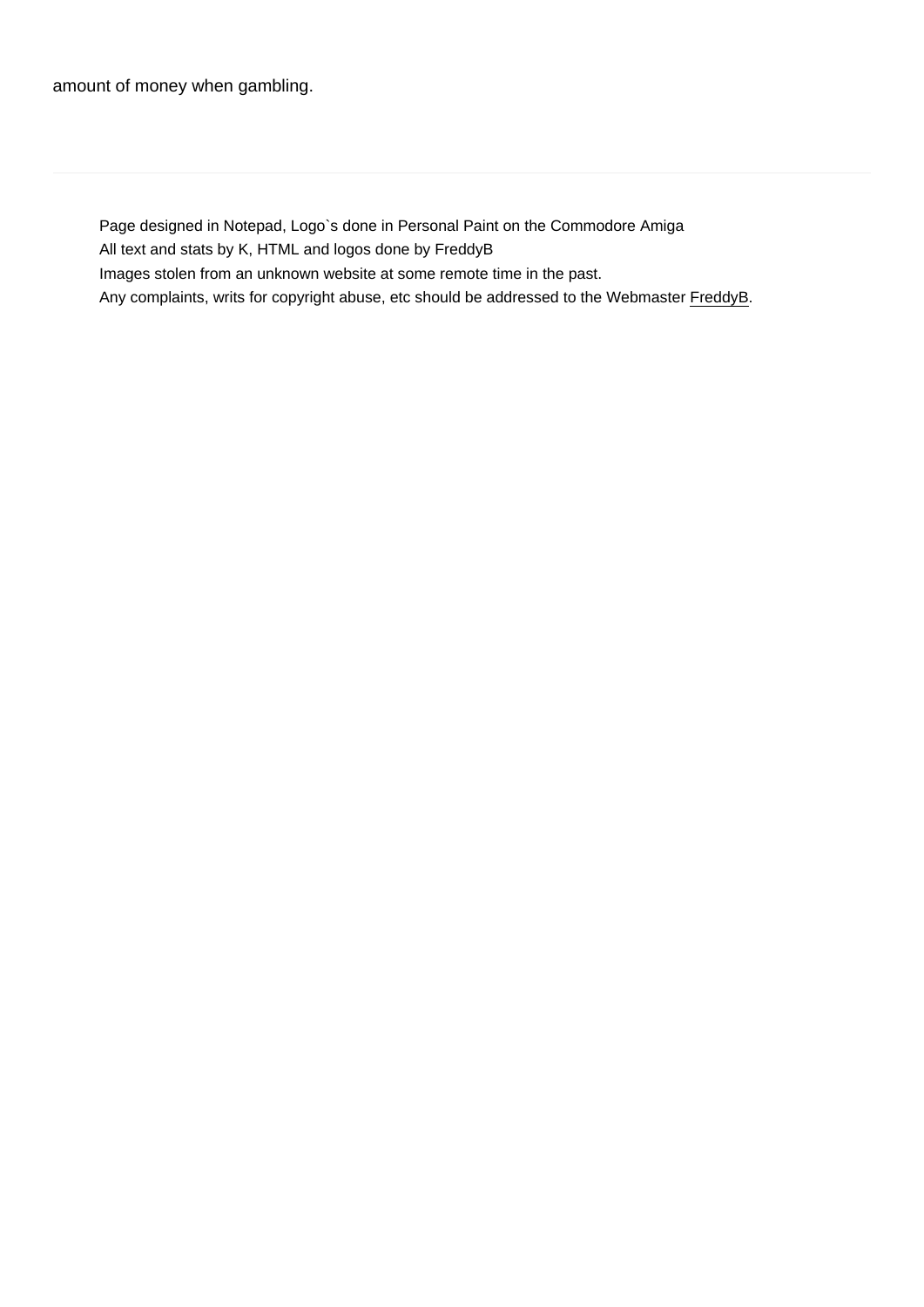amount of money when gambling.

---

Page designed in Notepad, Logo`s done in Personal Paint on the Commodore Amiga
All text and stats by K, HTML and logos done by FreddyB
Images stolen from an unknown website at some remote time in the past.
Any complaints, writs for copyright abuse, etc should be addressed to the Webmaster FreddyB.